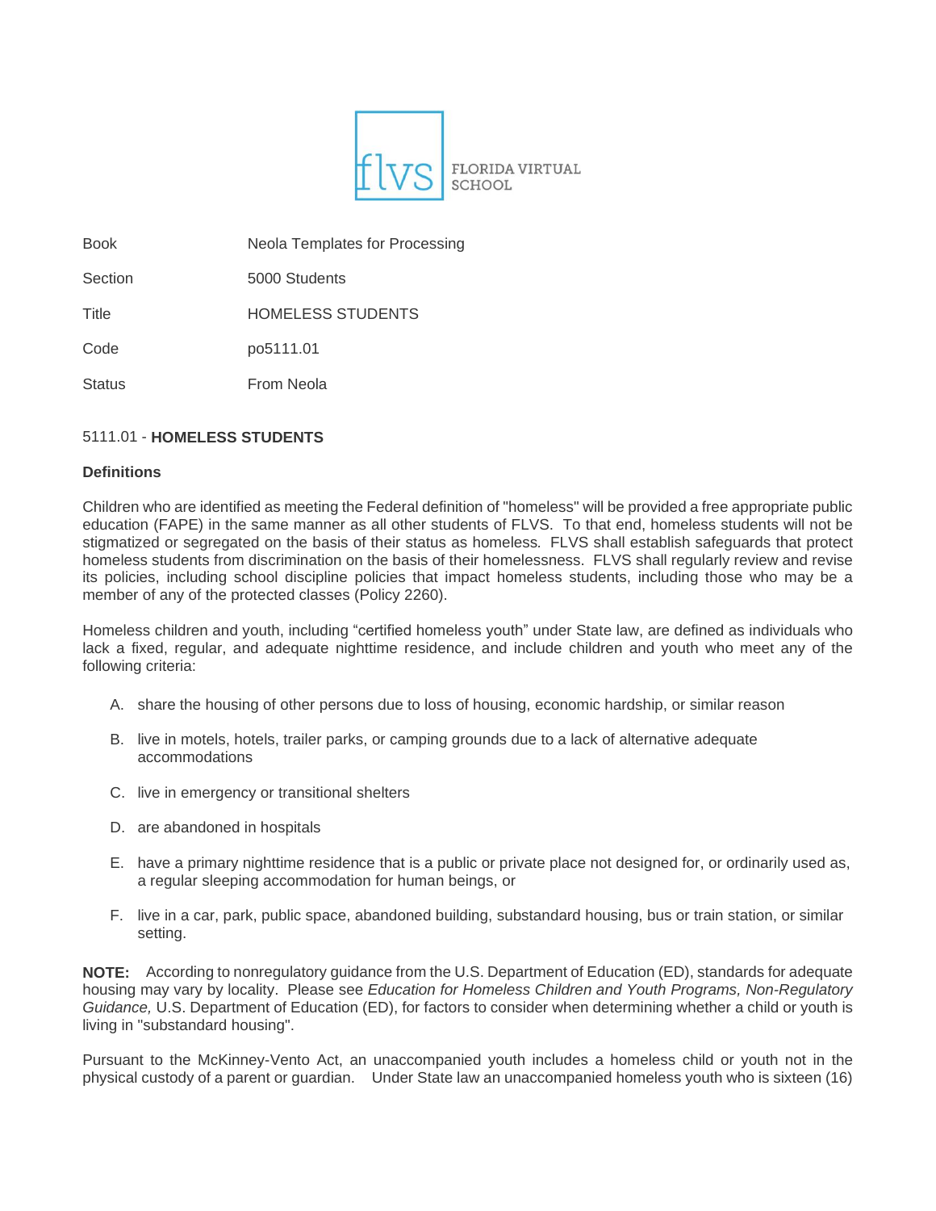FLORIDA VIRTUAL SCHOOL

| | |
|---|---|
| Book | Neola Templates for Processing |
| Section | 5000 Students |
| Title | HOMELESS STUDENTS |
| Code | po5111.01 |
| Status | From Neola |

5111.01 - **HOMELESS STUDENTS**

**Definitions**

Children who are identified as meeting the Federal definition of "homeless" will be provided a free appropriate public education (FAPE) in the same manner as all other students of FLVS. To that end, homeless students will not be stigmatized or segregated on the basis of their status as homeless. FLVS shall establish safeguards that protect homeless students from discrimination on the basis of their homelessness. FLVS shall regularly review and revise its policies, including school discipline policies that impact homeless students, including those who may be a member of any of the protected classes (Policy 2260).

Homeless children and youth, including "certified homeless youth" under State law, are defined as individuals who lack a fixed, regular, and adequate nighttime residence, and include children and youth who meet any of the following criteria:

A. share the housing of other persons due to loss of housing, economic hardship, or similar reason

B. live in motels, hotels, trailer parks, or camping grounds due to a lack of alternative adequate accommodations

C. live in emergency or transitional shelters

D. are abandoned in hospitals

E. have a primary nighttime residence that is a public or private place not designed for, or ordinarily used as, a regular sleeping accommodation for human beings, or

F. live in a car, park, public space, abandoned building, substandard housing, bus or train station, or similar setting.

**NOTE:** According to nonregulatory guidance from the U.S. Department of Education (ED), standards for adequate housing may vary by locality. Please see *Education for Homeless Children and Youth Programs, Non-Regulatory Guidance,* U.S. Department of Education (ED), for factors to consider when determining whether a child or youth is living in "substandard housing".

Pursuant to the McKinney-Vento Act, an unaccompanied youth includes a homeless child or youth not in the physical custody of a parent or guardian. Under State law an unaccompanied homeless youth who is sixteen (16)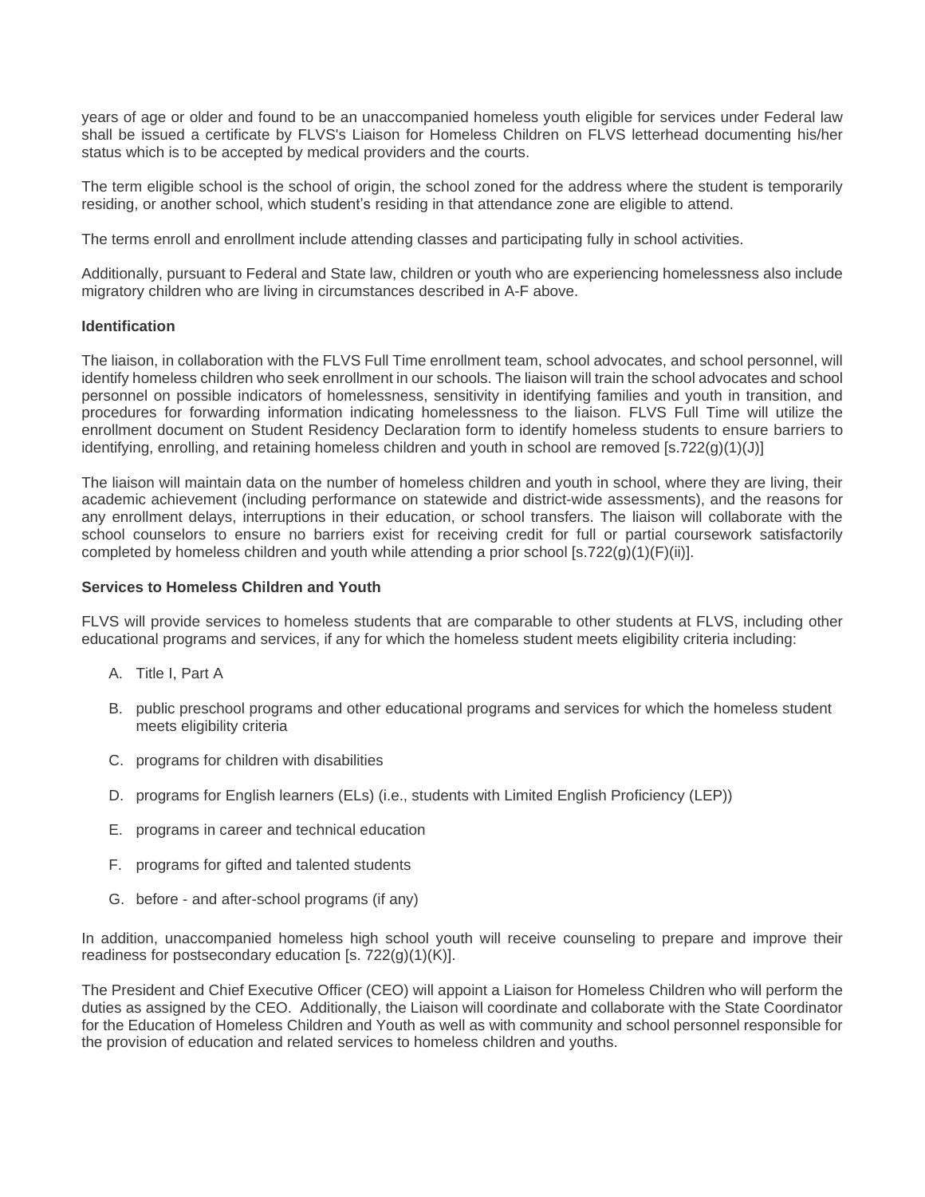years of age or older and found to be an unaccompanied homeless youth eligible for services under Federal law shall be issued a certificate by FLVS's Liaison for Homeless Children on FLVS letterhead documenting his/her status which is to be accepted by medical providers and the courts.

The term eligible school is the school of origin, the school zoned for the address where the student is temporarily residing, or another school, which student's residing in that attendance zone are eligible to attend.

The terms enroll and enrollment include attending classes and participating fully in school activities.

Additionally, pursuant to Federal and State law, children or youth who are experiencing homelessness also include migratory children who are living in circumstances described in A-F above.

**Identification**

The liaison, in collaboration with the FLVS Full Time enrollment team, school advocates, and school personnel, will identify homeless children who seek enrollment in our schools. The liaison will train the school advocates and school personnel on possible indicators of homelessness, sensitivity in identifying families and youth in transition, and procedures for forwarding information indicating homelessness to the liaison. FLVS Full Time will utilize the enrollment document on Student Residency Declaration form to identify homeless students to ensure barriers to identifying, enrolling, and retaining homeless children and youth in school are removed [s.722(g)(1)(J)]

The liaison will maintain data on the number of homeless children and youth in school, where they are living, their academic achievement (including performance on statewide and district-wide assessments), and the reasons for any enrollment delays, interruptions in their education, or school transfers. The liaison will collaborate with the school counselors to ensure no barriers exist for receiving credit for full or partial coursework satisfactorily completed by homeless children and youth while attending a prior school [s.722(g)(1)(F)(ii)].

**Services to Homeless Children and Youth**

FLVS will provide services to homeless students that are comparable to other students at FLVS, including other educational programs and services, if any for which the homeless student meets eligibility criteria including:

A. Title I, Part A

B. public preschool programs and other educational programs and services for which the homeless student meets eligibility criteria

C. programs for children with disabilities

D. programs for English learners (ELs) (i.e., students with Limited English Proficiency (LEP))

E. programs in career and technical education

F. programs for gifted and talented students

G. before - and after-school programs (if any)

In addition, unaccompanied homeless high school youth will receive counseling to prepare and improve their readiness for postsecondary education [s. 722(g)(1)(K)].

The President and Chief Executive Officer (CEO) will appoint a Liaison for Homeless Children who will perform the duties as assigned by the CEO. Additionally, the Liaison will coordinate and collaborate with the State Coordinator for the Education of Homeless Children and Youth as well as with community and school personnel responsible for the provision of education and related services to homeless children and youths.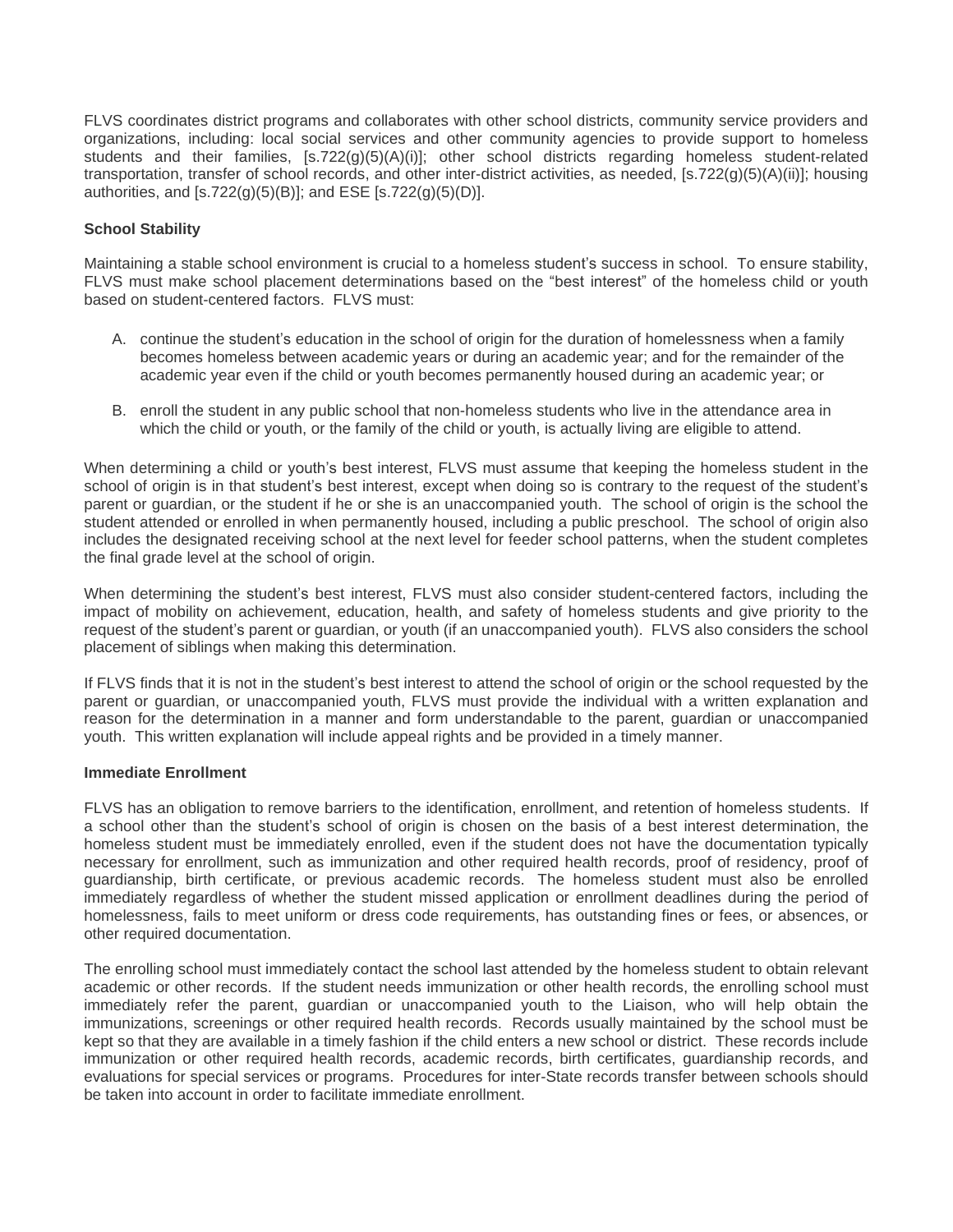FLVS coordinates district programs and collaborates with other school districts, community service providers and organizations, including: local social services and other community agencies to provide support to homeless students and their families, [s.722(g)(5)(A)(i)]; other school districts regarding homeless student-related transportation, transfer of school records, and other inter-district activities, as needed, [s.722(g)(5)(A)(ii)]; housing authorities, and [s.722(g)(5)(B)]; and ESE [s.722(g)(5)(D)].

**School Stability**

Maintaining a stable school environment is crucial to a homeless student's success in school. To ensure stability, FLVS must make school placement determinations based on the "best interest" of the homeless child or youth based on student-centered factors. FLVS must:

A. continue the student's education in the school of origin for the duration of homelessness when a family becomes homeless between academic years or during an academic year; and for the remainder of the academic year even if the child or youth becomes permanently housed during an academic year; or

B. enroll the student in any public school that non-homeless students who live in the attendance area in which the child or youth, or the family of the child or youth, is actually living are eligible to attend.

When determining a child or youth's best interest, FLVS must assume that keeping the homeless student in the school of origin is in that student's best interest, except when doing so is contrary to the request of the student's parent or guardian, or the student if he or she is an unaccompanied youth. The school of origin is the school the student attended or enrolled in when permanently housed, including a public preschool. The school of origin also includes the designated receiving school at the next level for feeder school patterns, when the student completes the final grade level at the school of origin.

When determining the student's best interest, FLVS must also consider student-centered factors, including the impact of mobility on achievement, education, health, and safety of homeless students and give priority to the request of the student's parent or guardian, or youth (if an unaccompanied youth). FLVS also considers the school placement of siblings when making this determination.

If FLVS finds that it is not in the student's best interest to attend the school of origin or the school requested by the parent or guardian, or unaccompanied youth, FLVS must provide the individual with a written explanation and reason for the determination in a manner and form understandable to the parent, guardian or unaccompanied youth. This written explanation will include appeal rights and be provided in a timely manner.

**Immediate Enrollment**

FLVS has an obligation to remove barriers to the identification, enrollment, and retention of homeless students. If a school other than the student's school of origin is chosen on the basis of a best interest determination, the homeless student must be immediately enrolled, even if the student does not have the documentation typically necessary for enrollment, such as immunization and other required health records, proof of residency, proof of guardianship, birth certificate, or previous academic records. The homeless student must also be enrolled immediately regardless of whether the student missed application or enrollment deadlines during the period of homelessness, fails to meet uniform or dress code requirements, has outstanding fines or fees, or absences, or other required documentation.

The enrolling school must immediately contact the school last attended by the homeless student to obtain relevant academic or other records. If the student needs immunization or other health records, the enrolling school must immediately refer the parent, guardian or unaccompanied youth to the Liaison, who will help obtain the immunizations, screenings or other required health records. Records usually maintained by the school must be kept so that they are available in a timely fashion if the child enters a new school or district. These records include immunization or other required health records, academic records, birth certificates, guardianship records, and evaluations for special services or programs. Procedures for inter-State records transfer between schools should be taken into account in order to facilitate immediate enrollment.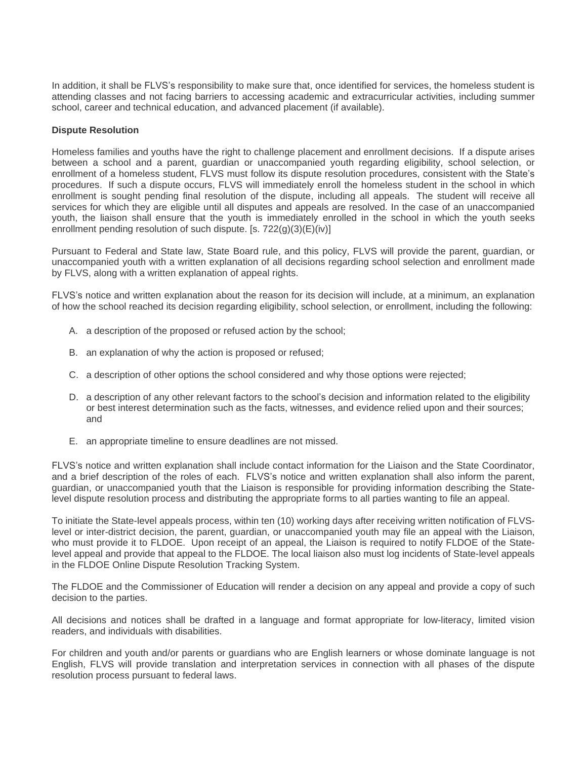In addition, it shall be FLVS's responsibility to make sure that, once identified for services, the homeless student is attending classes and not facing barriers to accessing academic and extracurricular activities, including summer school, career and technical education, and advanced placement (if available).

**Dispute Resolution**

Homeless families and youths have the right to challenge placement and enrollment decisions. If a dispute arises between a school and a parent, guardian or unaccompanied youth regarding eligibility, school selection, or enrollment of a homeless student, FLVS must follow its dispute resolution procedures, consistent with the State's procedures. If such a dispute occurs, FLVS will immediately enroll the homeless student in the school in which enrollment is sought pending final resolution of the dispute, including all appeals. The student will receive all services for which they are eligible until all disputes and appeals are resolved. In the case of an unaccompanied youth, the liaison shall ensure that the youth is immediately enrolled in the school in which the youth seeks enrollment pending resolution of such dispute. [s. 722(g)(3)(E)(iv)]

Pursuant to Federal and State law, State Board rule, and this policy, FLVS will provide the parent, guardian, or unaccompanied youth with a written explanation of all decisions regarding school selection and enrollment made by FLVS, along with a written explanation of appeal rights.

FLVS's notice and written explanation about the reason for its decision will include, at a minimum, an explanation of how the school reached its decision regarding eligibility, school selection, or enrollment, including the following:

A. a description of the proposed or refused action by the school;

B. an explanation of why the action is proposed or refused;

C. a description of other options the school considered and why those options were rejected;

D. a description of any other relevant factors to the school's decision and information related to the eligibility or best interest determination such as the facts, witnesses, and evidence relied upon and their sources; and

E. an appropriate timeline to ensure deadlines are not missed.

FLVS's notice and written explanation shall include contact information for the Liaison and the State Coordinator, and a brief description of the roles of each. FLVS's notice and written explanation shall also inform the parent, guardian, or unaccompanied youth that the Liaison is responsible for providing information describing the State-level dispute resolution process and distributing the appropriate forms to all parties wanting to file an appeal.

To initiate the State-level appeals process, within ten (10) working days after receiving written notification of FLVS-level or inter-district decision, the parent, guardian, or unaccompanied youth may file an appeal with the Liaison, who must provide it to FLDOE. Upon receipt of an appeal, the Liaison is required to notify FLDOE of the State-level appeal and provide that appeal to the FLDOE. The local liaison also must log incidents of State-level appeals in the FLDOE Online Dispute Resolution Tracking System.

The FLDOE and the Commissioner of Education will render a decision on any appeal and provide a copy of such decision to the parties.

All decisions and notices shall be drafted in a language and format appropriate for low-literacy, limited vision readers, and individuals with disabilities.

For children and youth and/or parents or guardians who are English learners or whose dominate language is not English, FLVS will provide translation and interpretation services in connection with all phases of the dispute resolution process pursuant to federal laws.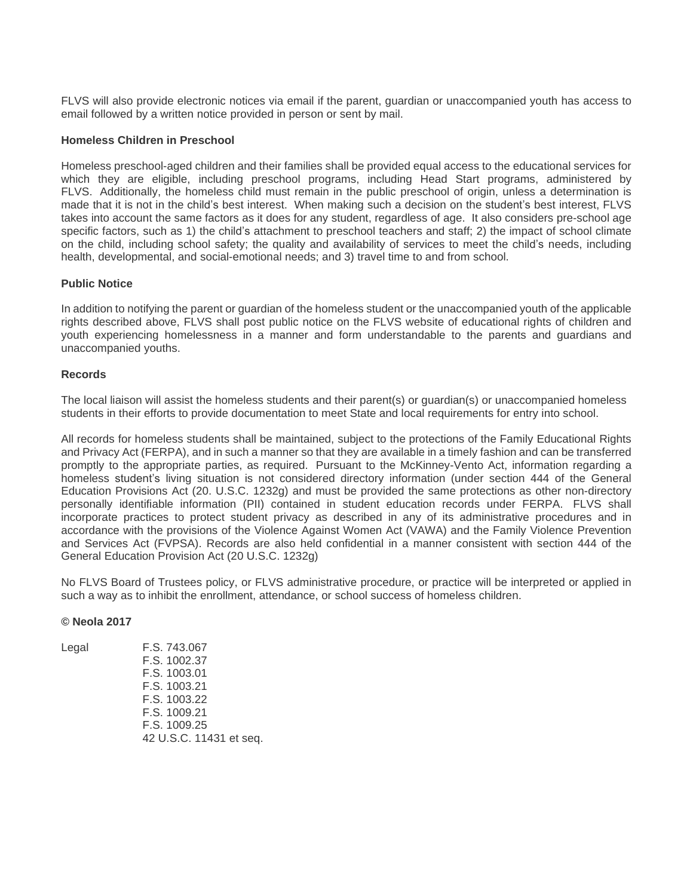FLVS will also provide electronic notices via email if the parent, guardian or unaccompanied youth has access to email followed by a written notice provided in person or sent by mail.

**Homeless Children in Preschool**

Homeless preschool-aged children and their families shall be provided equal access to the educational services for which they are eligible, including preschool programs, including Head Start programs, administered by FLVS. Additionally, the homeless child must remain in the public preschool of origin, unless a determination is made that it is not in the child's best interest. When making such a decision on the student's best interest, FLVS takes into account the same factors as it does for any student, regardless of age. It also considers pre-school age specific factors, such as 1) the child's attachment to preschool teachers and staff; 2) the impact of school climate on the child, including school safety; the quality and availability of services to meet the child's needs, including health, developmental, and social-emotional needs; and 3) travel time to and from school.

**Public Notice**

In addition to notifying the parent or guardian of the homeless student or the unaccompanied youth of the applicable rights described above, FLVS shall post public notice on the FLVS website of educational rights of children and youth experiencing homelessness in a manner and form understandable to the parents and guardians and unaccompanied youths.

**Records**

The local liaison will assist the homeless students and their parent(s) or guardian(s) or unaccompanied homeless students in their efforts to provide documentation to meet State and local requirements for entry into school.

All records for homeless students shall be maintained, subject to the protections of the Family Educational Rights and Privacy Act (FERPA), and in such a manner so that they are available in a timely fashion and can be transferred promptly to the appropriate parties, as required. Pursuant to the McKinney-Vento Act, information regarding a homeless student's living situation is not considered directory information (under section 444 of the General Education Provisions Act (20. U.S.C. 1232g) and must be provided the same protections as other non-directory personally identifiable information (PII) contained in student education records under FERPA. FLVS shall incorporate practices to protect student privacy as described in any of its administrative procedures and in accordance with the provisions of the Violence Against Women Act (VAWA) and the Family Violence Prevention and Services Act (FVPSA). Records are also held confidential in a manner consistent with section 444 of the General Education Provision Act (20 U.S.C. 1232g)

No FLVS Board of Trustees policy, or FLVS administrative procedure, or practice will be interpreted or applied in such a way as to inhibit the enrollment, attendance, or school success of homeless children.

**© Neola 2017**

Legal
F.S. 743.067
F.S. 1002.37
F.S. 1003.01
F.S. 1003.21
F.S. 1003.22
F.S. 1009.21
F.S. 1009.25
42 U.S.C. 11431 et seq.